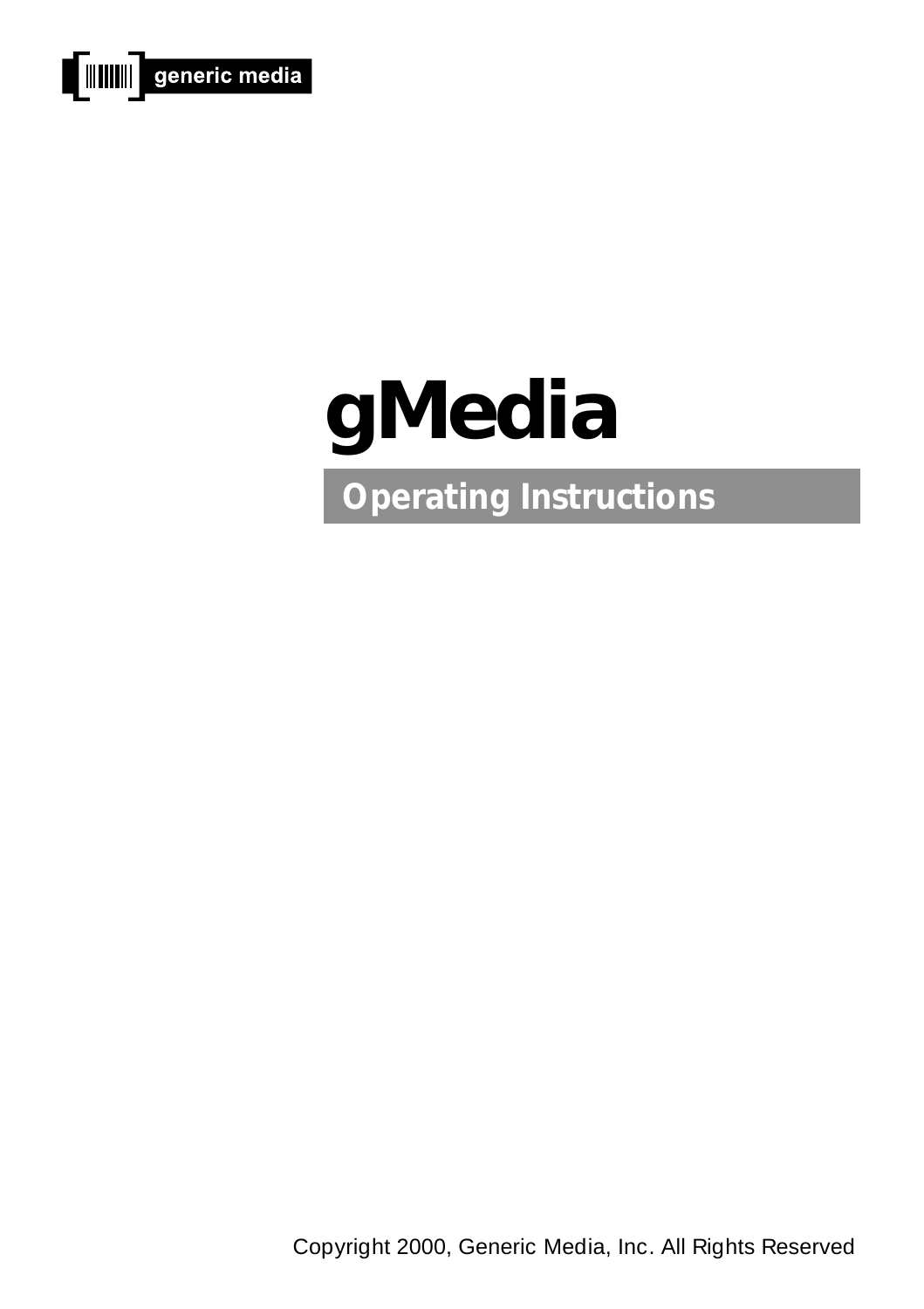generic media

# gMedia

## Operating Instructions

Copyright 2000, Generic Media, Inc. All Rights Reserved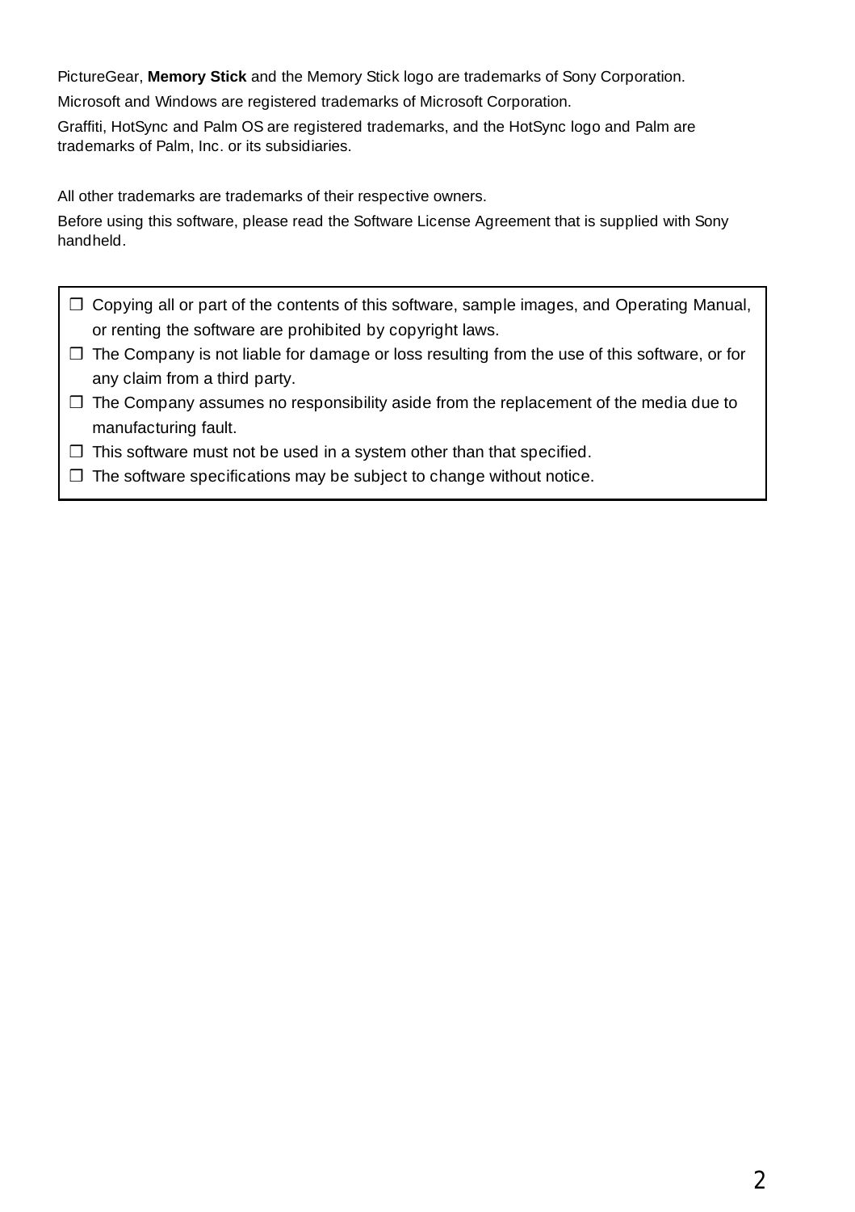PictureGear, **Memory Stick** and the Memory Stick logo are trademarks of Sony Corporation.

Microsoft and Windows are registered trademarks of Microsoft Corporation.

Graffiti, HotSync and Palm OS are registered trademarks, and the HotSync logo and Palm are trademarks of Palm, Inc. or its subsidiaries.

All other trademarks are trademarks of their respective owners.

Before using this software, please read the Software License Agreement that is supplied with Sony handheld.

- ❒ Copying all or part of the contents of this software, sample images, and Operating Manual, or renting the software are prohibited by copyright laws.
- ❒ The Company is not liable for damage or loss resulting from the use of this software, or for any claim from a third party.
- ❒ The Company assumes no responsibility aside from the replacement of the media due to manufacturing fault.
- ❒ This software must not be used in a system other than that specified.
- ❒ The software specifications may be subject to change without notice.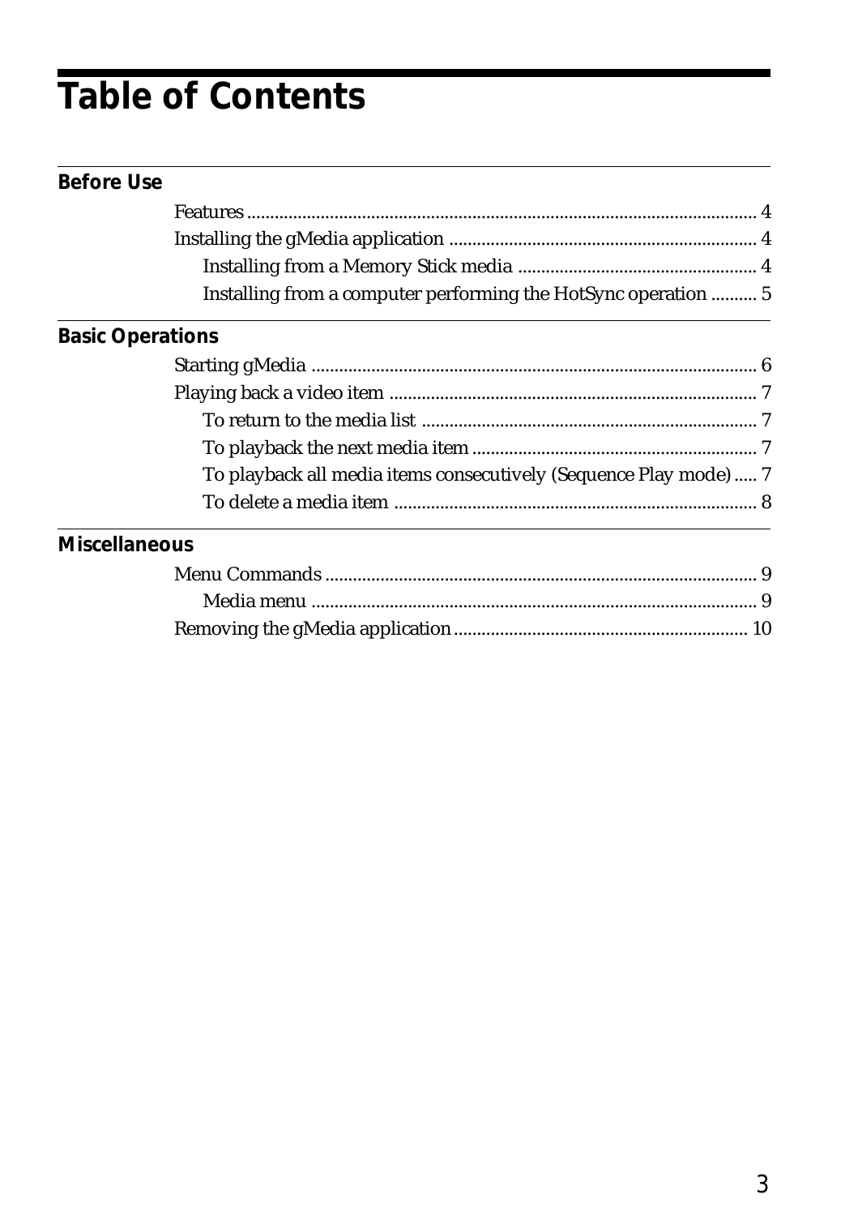# Table of Contents

## Before Use

- Features .......... 4
- Installing the gMedia application .......... 4
  - Installing from a Memory Stick media .......... 4
  - Installing from a computer performing the HotSync operation .......... 5

## Basic Operations

- Starting gMedia .......... 6
- Playing back a video item .......... 7
  - To return to the media list .......... 7
  - To playback the next media item .......... 7
  - To playback all media items consecutively (Sequence Play mode) .......... 7
  - To delete a media item .......... 8

## Miscellaneous

- Menu Commands .......... 9
  - Media menu .......... 9
- Removing the gMedia application .......... 10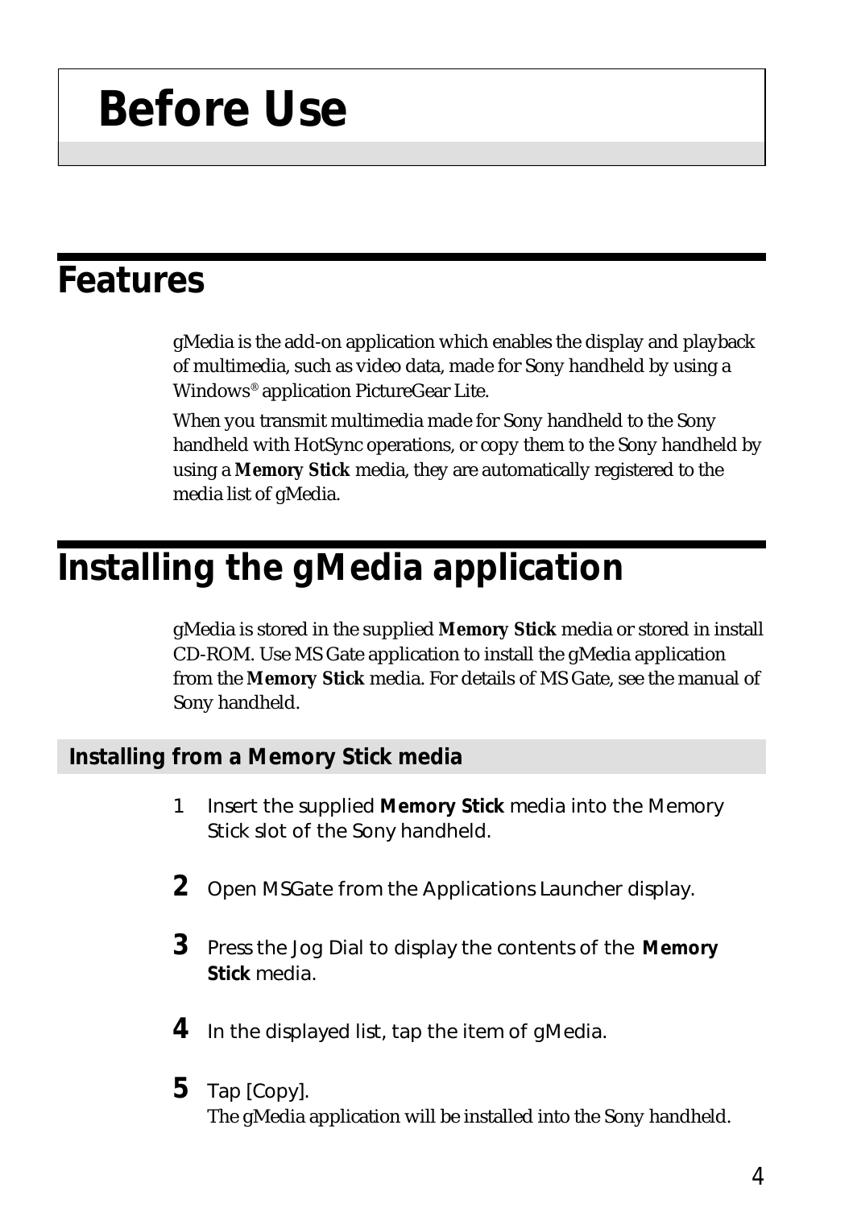# Before Use

## Features

gMedia is the add-on application which enables the display and playback of multimedia, such as video data, made for Sony handheld by using a Windows® application PictureGear Lite.

When you transmit multimedia made for Sony handheld to the Sony handheld with HotSync operations, or copy them to the Sony handheld by using a **Memory Stick** media, they are automatically registered to the media list of gMedia.

## Installing the gMedia application

gMedia is stored in the supplied **Memory Stick** media or stored in install CD-ROM. Use MS Gate application to install the gMedia application from the **Memory Stick** media. For details of MS Gate, see the manual of Sony handheld.

### Installing from a Memory Stick media

1. Insert the supplied **Memory Stick** media into the Memory Stick slot of the Sony handheld.
2. Open MSGate from the Applications Launcher display.
3. Press the Jog Dial to display the contents of the **Memory Stick** media.
4. In the displayed list, tap the item of gMedia.
5. Tap [Copy].
   The gMedia application will be installed into the Sony handheld.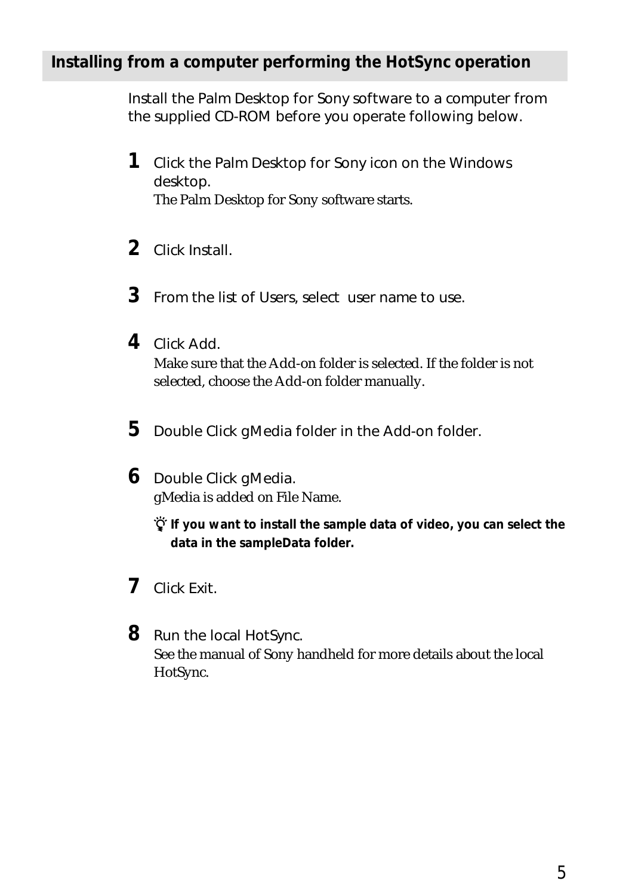## Installing from a computer performing the HotSync operation

Install the Palm Desktop for Sony software to a computer from the supplied CD-ROM before you operate following below.

1. Click the Palm Desktop for Sony icon on the Windows desktop.
   The Palm Desktop for Sony software starts.

2. Click Install.

3. From the list of Users, select  user name to use.

4. Click Add.
   Make sure that the Add-on folder is selected. If the folder is not selected, choose the Add-on folder manually.

5. Double Click gMedia folder in the Add-on folder.

6. Double Click gMedia.
   gMedia is added on File Name.

   **If you want to install the sample data of video, you can select the data in the sampleData folder.**

7. Click Exit.

8. Run the local HotSync.
   See the manual of Sony handheld for more details about the local HotSync.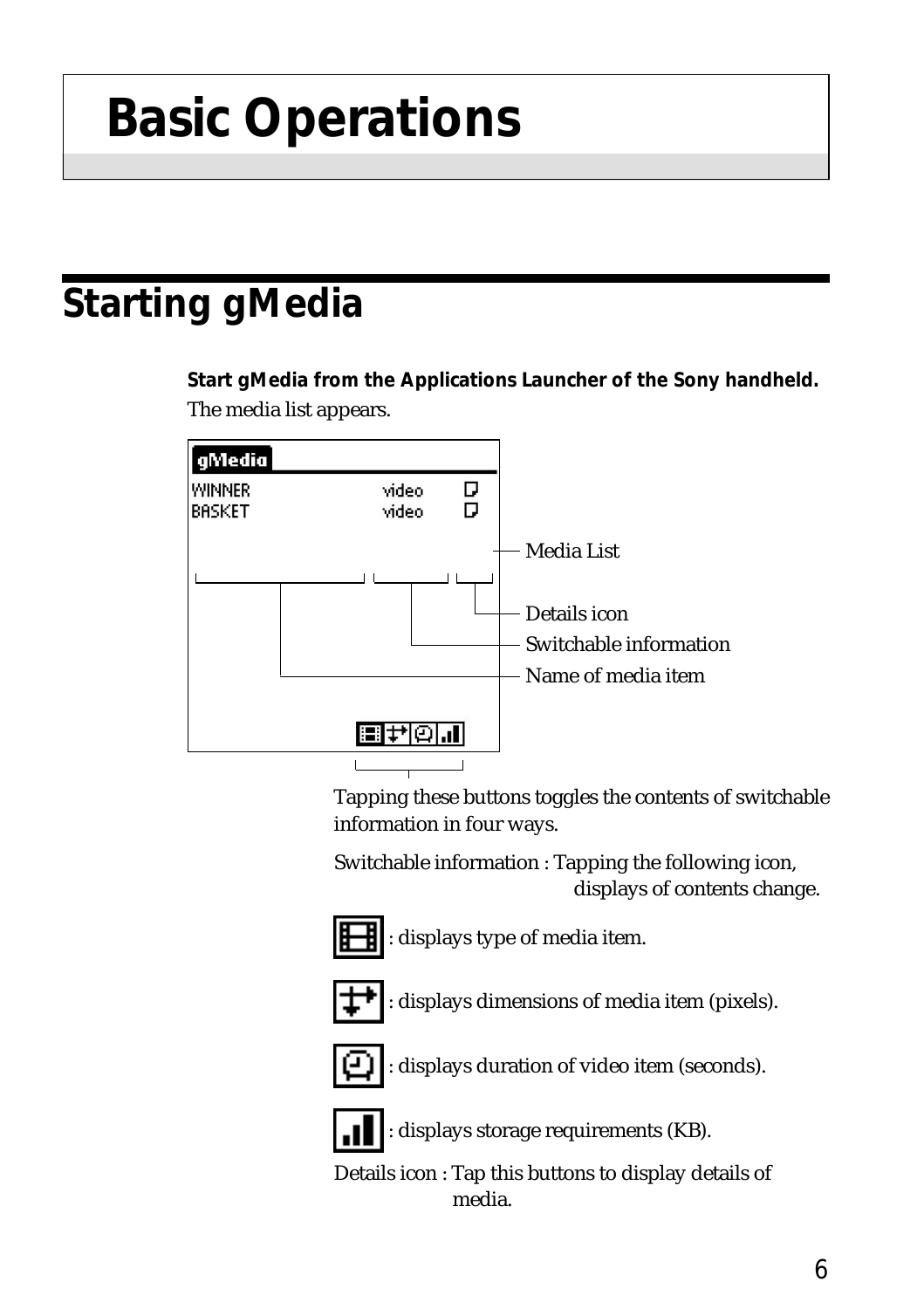# Basic Operations

## Starting gMedia

**Start gMedia from the Applications Launcher of the Sony handheld.**

The media list appears.

Media List

Details icon

Switchable information

Name of media item

Tapping these buttons toggles the contents of switchable information in four ways.

Switchable information : Tapping the following icon, displays of contents change.

: displays type of media item.

: displays dimensions of media item (pixels).

: displays duration of video item (seconds).

: displays storage requirements (KB).

Details icon : Tap this buttons to display details of media.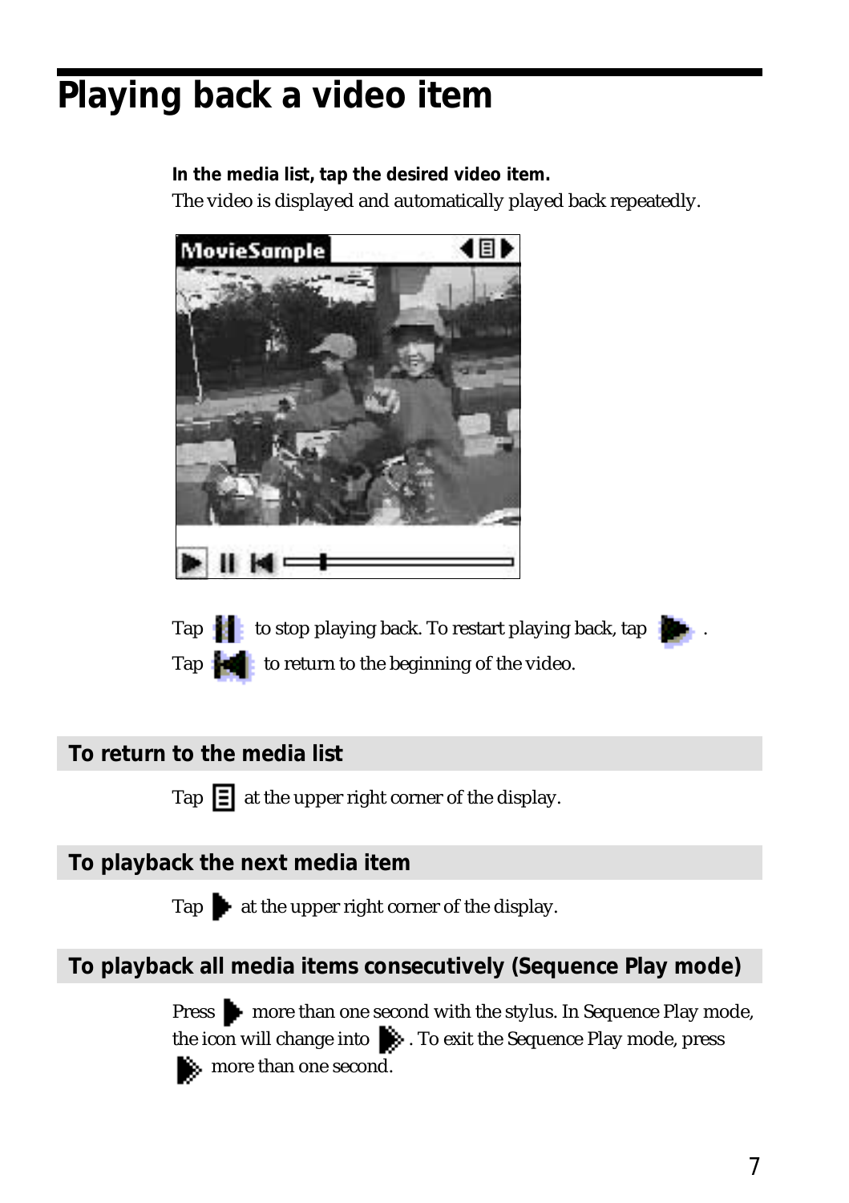# Playing back a video item

**In the media list, tap the desired video item.**

The video is displayed and automatically played back repeatedly.

Tap  to stop playing back. To restart playing back, tap  .

Tap  to return to the beginning of the video.

## To return to the media list

Tap  at the upper right corner of the display.

## To playback the next media item

Tap  at the upper right corner of the display.

## To playback all media items consecutively (Sequence Play mode)

Press  more than one second with the stylus. In Sequence Play mode, the icon will change into  . To exit the Sequence Play mode, press  more than one second.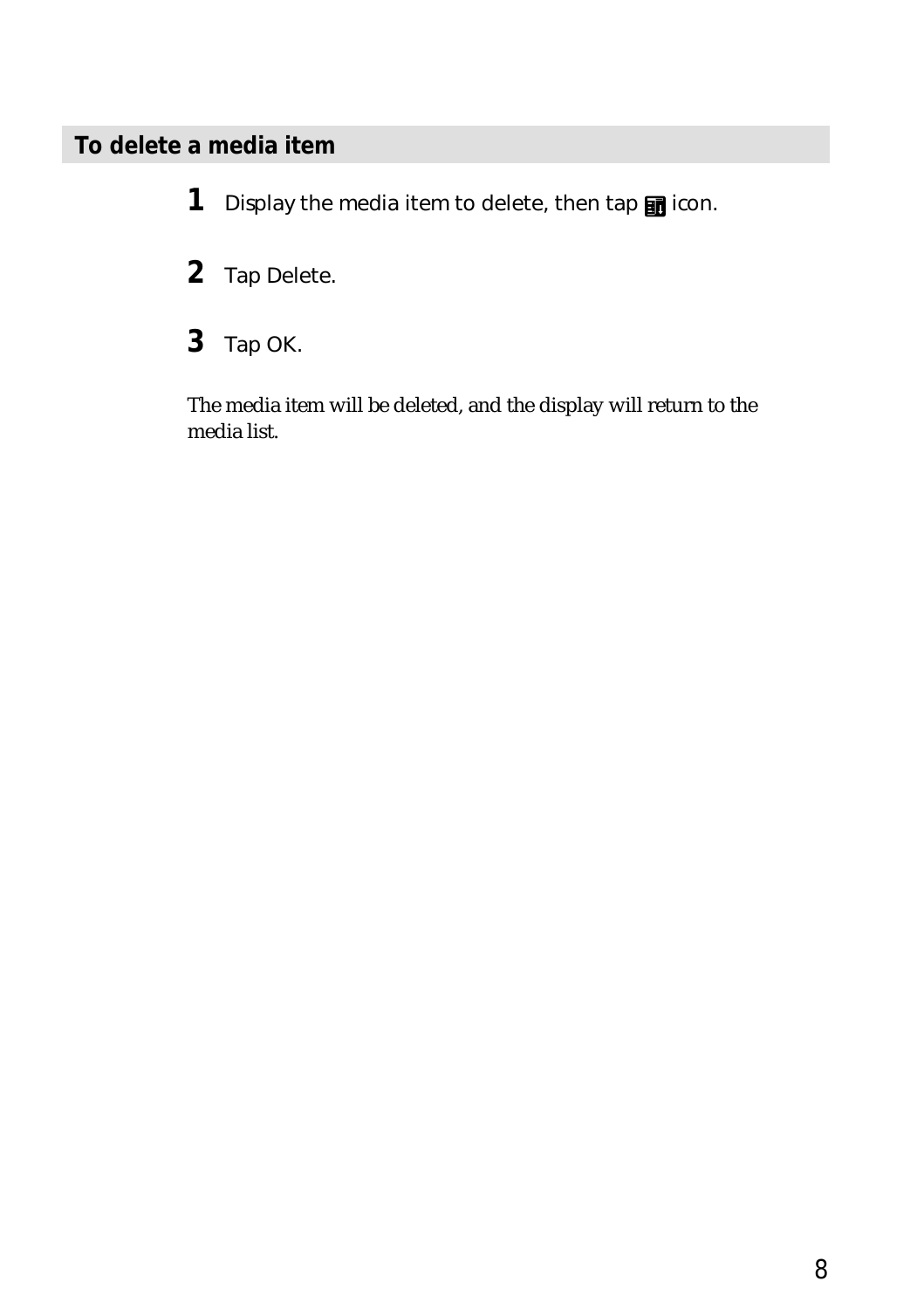## To delete a media item

1. Display the media item to delete, then tap icon.

2. Tap Delete.

3. Tap OK.

The media item will be deleted, and the display will return to the media list.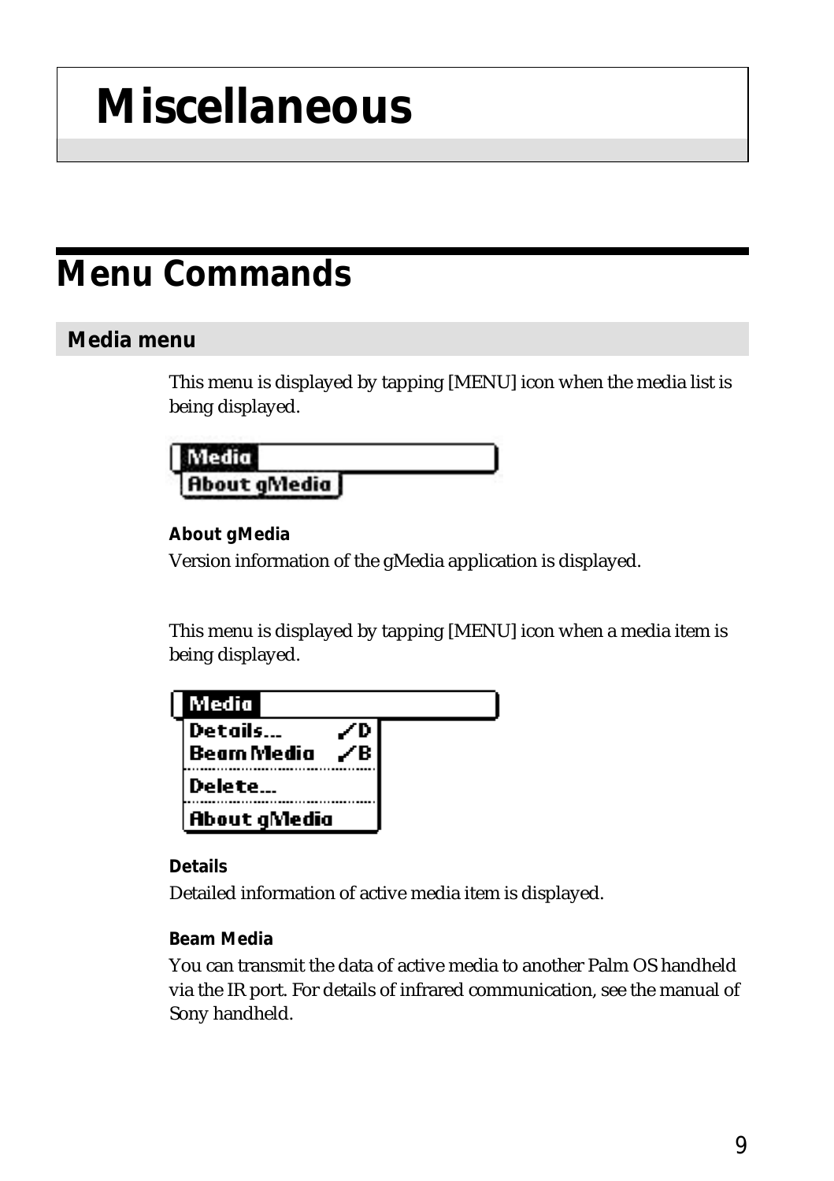# Miscellaneous

## Menu Commands

### Media menu

This menu is displayed by tapping [MENU] icon when the media list is being displayed.

**About gMedia**

Version information of the gMedia application is displayed.

This menu is displayed by tapping [MENU] icon when a media item is being displayed.

**Details**

Detailed information of active media item is displayed.

**Beam Media**

You can transmit the data of active media to another Palm OS handheld via the IR port. For details of infrared communication, see the manual of Sony handheld.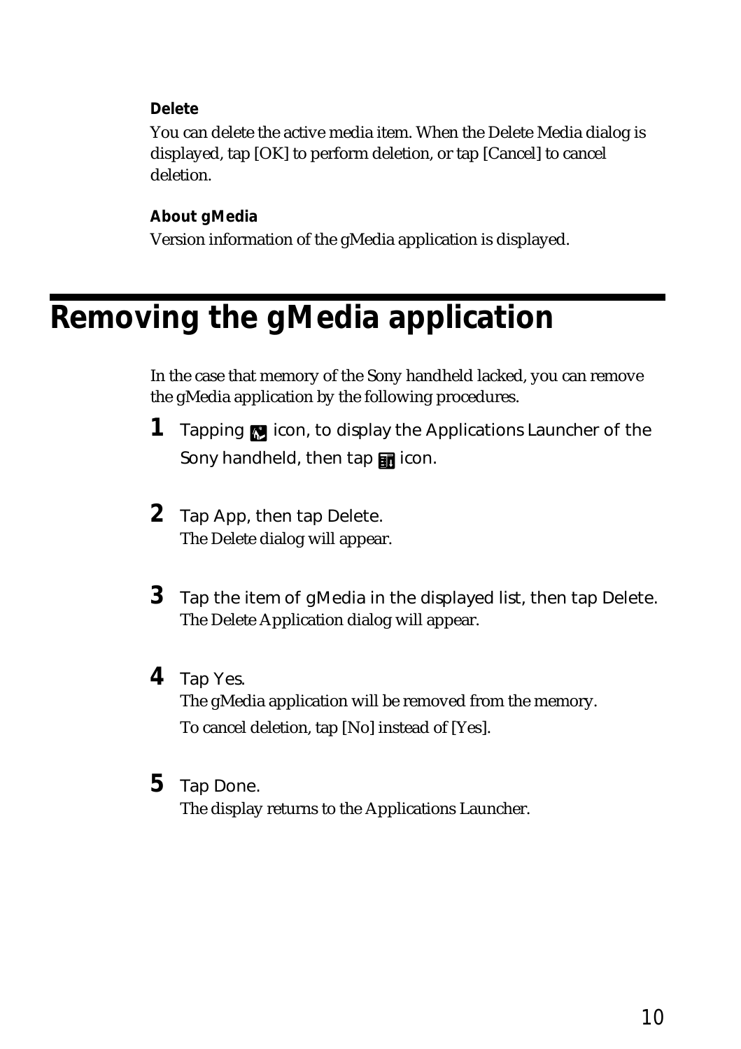**Delete**

You can delete the active media item. When the Delete Media dialog is displayed, tap [OK] to perform deletion, or tap [Cancel] to cancel deletion.

**About gMedia**

Version information of the gMedia application is displayed.

# Removing the gMedia application

In the case that memory of the Sony handheld lacked, you can remove the gMedia application by the following procedures.

1. Tapping icon, to display the Applications Launcher of the Sony handheld, then tap icon.

2. Tap App, then tap Delete.
   The Delete dialog will appear.

3. Tap the item of gMedia in the displayed list, then tap Delete.
   The Delete Application dialog will appear.

4. Tap Yes.
   The gMedia application will be removed from the memory.
   To cancel deletion, tap [No] instead of [Yes].

5. Tap Done.
   The display returns to the Applications Launcher.